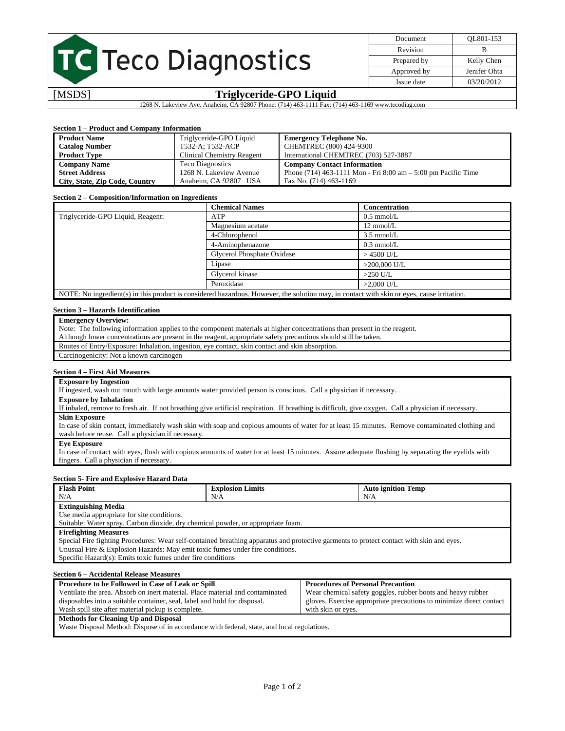# Teco Diagnostics

| Document | QL801-153 |
| --- | --- |
| Revision | B |
| Prepared by | Kelly Chen |
| Approved by | Jenifer Ohta |
| Issue date | 03/20/2012 |

[MSDS] **Triglyceride-GPO Liquid**

1268 N. Lakeview Ave. Anaheim, CA 92807 Phone: (714) 463-1111 Fax: (714) 463-1169 www.tecodiag.com

## Section 1 – Product and Company Information

| | | |
| --- | --- | --- |
| **Product Name** | Triglyceride-GPO Liquid | **Emergency Telephone No.** |
| **Catalog Number** | T532-A; T532-ACP | CHEMTREC (800) 424-9300 |
| **Product Type** | Clinical Chemistry Reagent | International CHEMTREC (703) 527-3887 |
| **Company Name** | Teco Diagnostics | **Company Contact Information** |
| **Street Address** | 1268 N. Lakeview Avenue | Phone (714) 463-1111 Mon - Fri 8:00 am – 5:00 pm Pacific Time |
| **City, State, Zip Code, Country** | Anaheim, CA 92807 USA | Fax No. (714) 463-1169 |

## Section 2 – Composition/Information on Ingredients

| | **Chemical Names** | **Concentration** |
| --- | --- | --- |
| Triglyceride-GPO Liquid, Reagent: | ATP | 0.5 mmol/L |
| | Magnesium acetate | 12 mmol/L |
| | 4-Chlorophenol | 3.5 mmol/L |
| | 4-Aminophenazone | 0.3 mmol/L |
| | Glycerol Phosphate Oxidase | > 4500 U/L |
| | Lipase | >200,000 U/L |
| | Glycerol kinase | >250 U/L |
| | Peroxidase | >2,000 U/L |

NOTE: No ingredient(s) in this product is considered hazardous. However, the solution may, in contact with skin or eyes, cause irritation.

## Section 3 – Hazards Identification

**Emergency Overview:**

Note: The following information applies to the component materials at higher concentrations than present in the reagent.
Although lower concentrations are present in the reagent, appropriate safety precautions should still be taken.

Routes of Entry/Exposure: Inhalation, ingestion, eye contact, skin contact and skin absorption.

Carcinogenicity: Not a known carcinogen

## Section 4 – First Aid Measures

**Exposure by Ingestion**

If ingested, wash out mouth with large amounts water provided person is conscious. Call a physician if necessary.

**Exposure by Inhalation**

If inhaled, remove to fresh air. If not breathing give artificial respiration. If breathing is difficult, give oxygen. Call a physician if necessary.

**Skin Exposure**

In case of skin contact, immediately wash skin with soap and copious amounts of water for at least 15 minutes. Remove contaminated clothing and wash before reuse. Call a physician if necessary.

**Eye Exposure**

In case of contact with eyes, flush with copious amounts of water for at least 15 minutes. Assure adequate flushing by separating the eyelids with fingers. Call a physician if necessary.

## Section 5- Fire and Explosive Hazard Data

| **Flash Point** | **Explosion Limits** | **Auto ignition Temp** |
| --- | --- | --- |
| N/A | N/A | N/A |

**Extinguishing Media**

Use media appropriate for site conditions.
Suitable: Water spray. Carbon dioxide, dry chemical powder, or appropriate foam.

**Firefighting Measures**

Special Fire fighting Procedures: Wear self-contained breathing apparatus and protective garments to protect contact with skin and eyes.
Unusual Fire & Explosion Hazards: May emit toxic fumes under fire conditions.
Specific Hazard(s): Emits toxic fumes under fire conditions

## Section 6 – Accidental Release Measures

| **Procedure to be Followed in Case of Leak or Spill** | **Procedures of Personal Precaution** |
| --- | --- |
| Ventilate the area. Absorb on inert material. Place material and contaminated disposables into a suitable container, seal, label and hold for disposal. Wash spill site after material pickup is complete. | Wear chemical safety goggles, rubber boots and heavy rubber gloves. Exercise appropriate precautions to minimize direct contact with skin or eyes. |

**Methods for Cleaning Up and Disposal**

Waste Disposal Method: Dispose of in accordance with federal, state, and local regulations.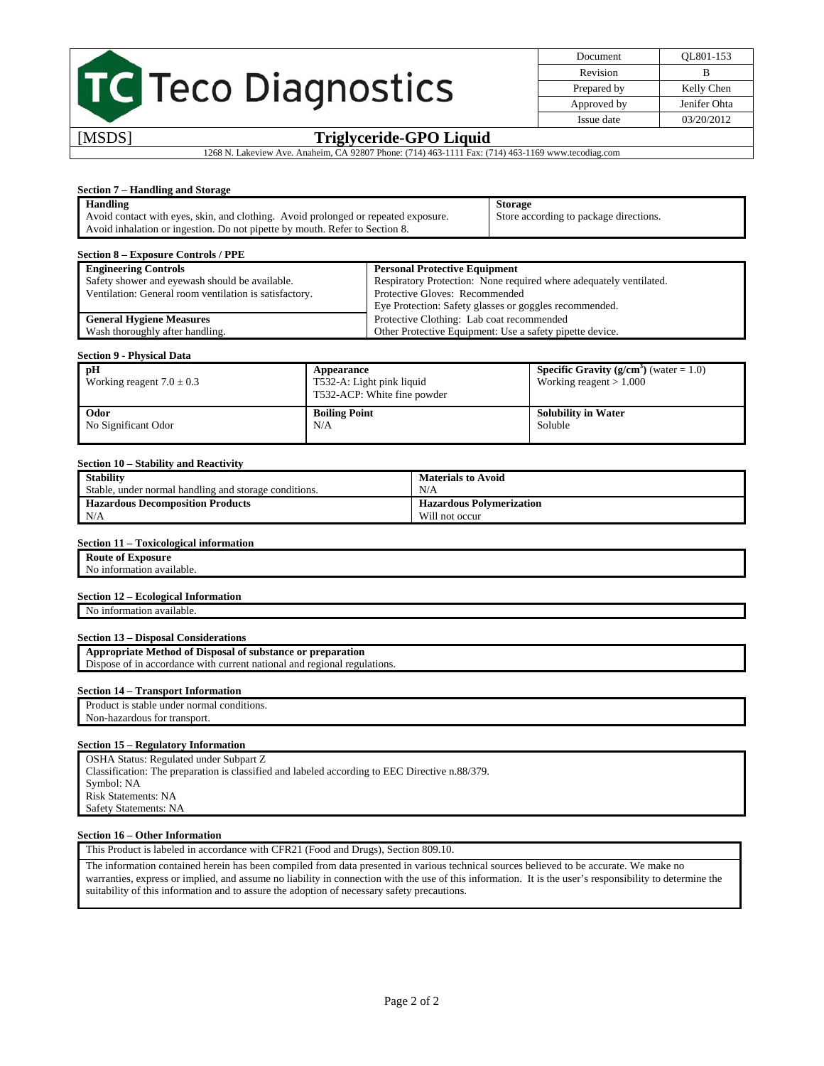| Document | QL801-153 |
|---|---|
| Revision | B |
| Prepared by | Kelly Chen |
| Approved by | Jenifer Ohta |
| Issue date | 03/20/2012 |

# Teco Diagnostics

[MSDS] **Triglyceride-GPO Liquid**

1268 N. Lakeview Ave. Anaheim, CA 92807 Phone: (714) 463-1111 Fax: (714) 463-1169 www.tecodiag.com

### Section 7 – Handling and Storage

| **Handling** | **Storage** |
|---|---|
| Avoid contact with eyes, skin, and clothing. Avoid prolonged or repeated exposure. Avoid inhalation or ingestion. Do not pipette by mouth. Refer to Section 8. | Store according to package directions. |

### Section 8 – Exposure Controls / PPE

| **Engineering Controls** | **Personal Protective Equipment** |
|---|---|
| Safety shower and eyewash should be available. Ventilation: General room ventilation is satisfactory. | Respiratory Protection: None required where adequately ventilated. Protective Gloves: Recommended Eye Protection: Safety glasses or goggles recommended. |
| **General Hygiene Measures** Wash thoroughly after handling. | Protective Clothing: Lab coat recommended Other Protective Equipment: Use a safety pipette device. |

### Section 9 - Physical Data

| **pH** | **Appearance** | **Specific Gravity ($g/cm^3$)** (water = 1.0) |
|---|---|---|
| Working reagent 7.0 ± 0.3 | T532-A: Light pink liquid T532-ACP: White fine powder | Working reagent > 1.000 |
| **Odor** | **Boiling Point** | **Solubility in Water** |
| No Significant Odor | N/A | Soluble |

### Section 10 – Stability and Reactivity

| **Stability** | **Materials to Avoid** |
|---|---|
| Stable, under normal handling and storage conditions. | N/A |
| **Hazardous Decomposition Products** | **Hazardous Polymerization** |
| N/A | Will not occur |

### Section 11 – Toxicological information

**Route of Exposure**
No information available.

### Section 12 – Ecological Information

No information available.

### Section 13 – Disposal Considerations

**Appropriate Method of Disposal of substance or preparation**
Dispose of in accordance with current national and regional regulations.

### Section 14 – Transport Information

Product is stable under normal conditions.
Non-hazardous for transport.

### Section 15 – Regulatory Information

OSHA Status: Regulated under Subpart Z
Classification: The preparation is classified and labeled according to EEC Directive n.88/379.
Symbol: NA
Risk Statements: NA
Safety Statements: NA

### Section 16 – Other Information

This Product is labeled in accordance with CFR21 (Food and Drugs), Section 809.10.

The information contained herein has been compiled from data presented in various technical sources believed to be accurate. We make no warranties, express or implied, and assume no liability in connection with the use of this information. It is the user's responsibility to determine the suitability of this information and to assure the adoption of necessary safety precautions.